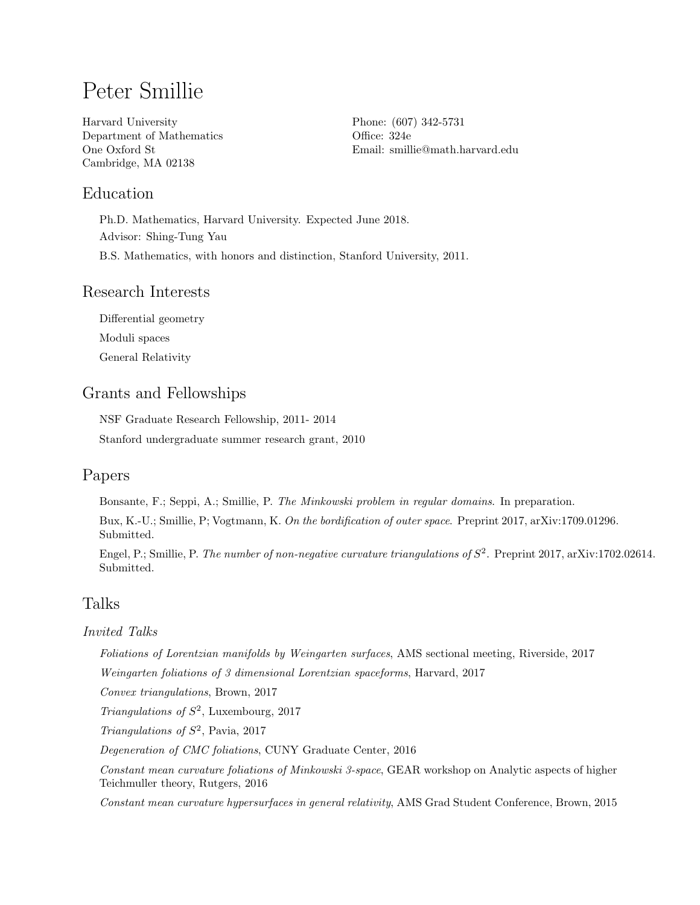# Peter Smillie

Harvard University
Department of Mathematics
One Oxford St
Cambridge, MA 02138

Phone: (607) 342-5731
Office: 324e
Email: smillie@math.harvard.edu

## Education

Ph.D. Mathematics, Harvard University. Expected June 2018.

Advisor: Shing-Tung Yau

B.S. Mathematics, with honors and distinction, Stanford University, 2011.

## Research Interests

Differential geometry

Moduli spaces

General Relativity

## Grants and Fellowships

NSF Graduate Research Fellowship, 2011- 2014

Stanford undergraduate summer research grant, 2010

## Papers

Bonsante, F.; Seppi, A.; Smillie, P. *The Minkowski problem in regular domains*. In preparation.

Bux, K.-U.; Smillie, P; Vogtmann, K. *On the bordification of outer space*. Preprint 2017, arXiv:1709.01296. Submitted.

Engel, P.; Smillie, P. *The number of non-negative curvature triangulations of $S^2$*. Preprint 2017, arXiv:1702.02614. Submitted.

## Talks

### *Invited Talks*

*Foliations of Lorentzian manifolds by Weingarten surfaces*, AMS sectional meeting, Riverside, 2017

*Weingarten foliations of 3 dimensional Lorentzian spaceforms*, Harvard, 2017

*Convex triangulations*, Brown, 2017

*Triangulations of $S^2$*, Luxembourg, 2017

*Triangulations of $S^2$*, Pavia, 2017

*Degeneration of CMC foliations*, CUNY Graduate Center, 2016

*Constant mean curvature foliations of Minkowski 3-space*, GEAR workshop on Analytic aspects of higher Teichmuller theory, Rutgers, 2016

*Constant mean curvature hypersurfaces in general relativity*, AMS Grad Student Conference, Brown, 2015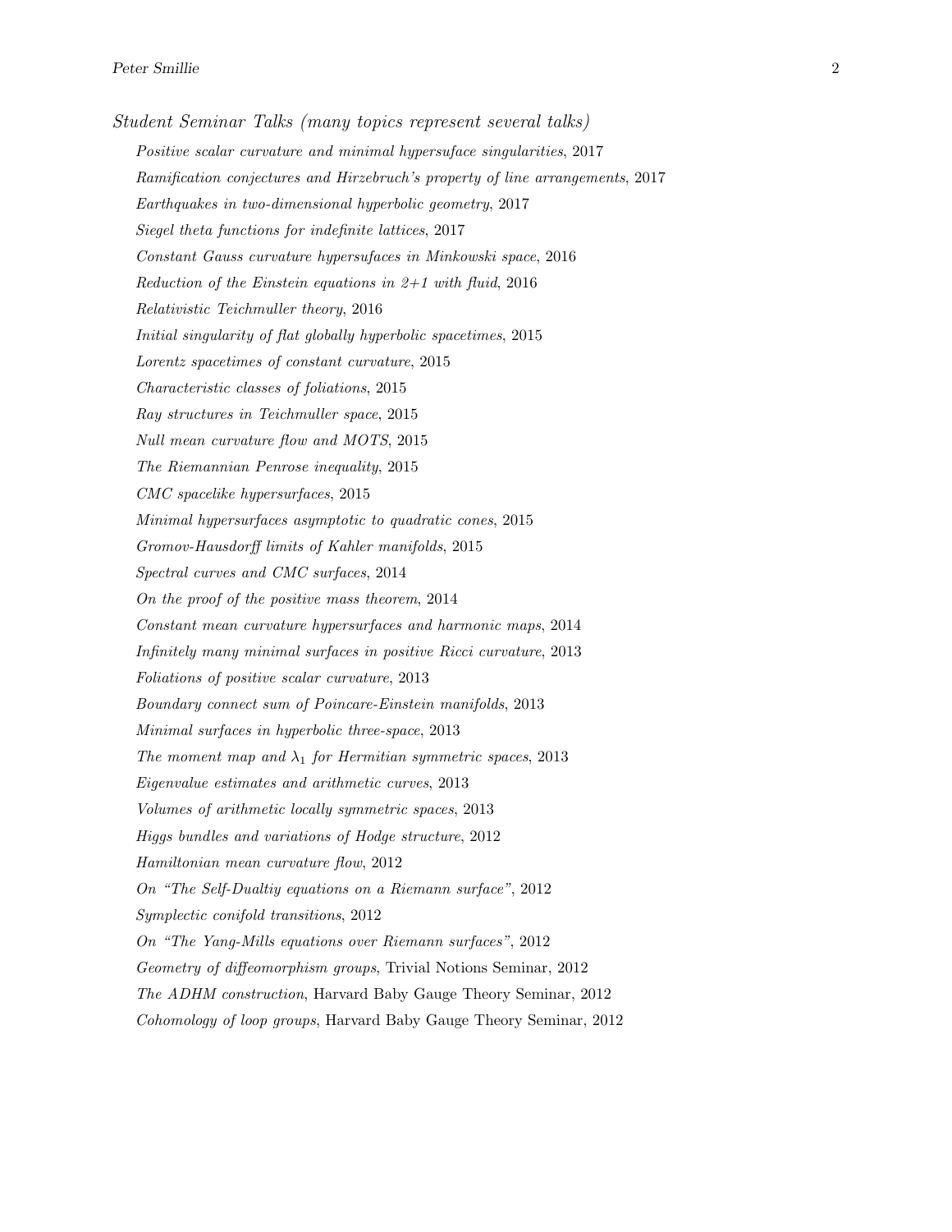*Student Seminar Talks (many topics represent several talks)*

*Positive scalar curvature and minimal hypersuface singularities*, 2017

*Ramification conjectures and Hirzebruch's property of line arrangements*, 2017

*Earthquakes in two-dimensional hyperbolic geometry*, 2017

*Siegel theta functions for indefinite lattices*, 2017

*Constant Gauss curvature hypersufaces in Minkowski space*, 2016

*Reduction of the Einstein equations in 2+1 with fluid*, 2016

*Relativistic Teichmuller theory*, 2016

*Initial singularity of flat globally hyperbolic spacetimes*, 2015

*Lorentz spacetimes of constant curvature*, 2015

*Characteristic classes of foliations*, 2015

*Ray structures in Teichmuller space*, 2015

*Null mean curvature flow and MOTS*, 2015

*The Riemannian Penrose inequality*, 2015

*CMC spacelike hypersurfaces*, 2015

*Minimal hypersurfaces asymptotic to quadratic cones*, 2015

*Gromov-Hausdorff limits of Kahler manifolds*, 2015

*Spectral curves and CMC surfaces*, 2014

*On the proof of the positive mass theorem*, 2014

*Constant mean curvature hypersurfaces and harmonic maps*, 2014

*Infinitely many minimal surfaces in positive Ricci curvature*, 2013

*Foliations of positive scalar curvature*, 2013

*Boundary connect sum of Poincare-Einstein manifolds*, 2013

*Minimal surfaces in hyperbolic three-space*, 2013

*The moment map and $\lambda_1$ for Hermitian symmetric spaces*, 2013

*Eigenvalue estimates and arithmetic curves*, 2013

*Volumes of arithmetic locally symmetric spaces*, 2013

*Higgs bundles and variations of Hodge structure*, 2012

*Hamiltonian mean curvature flow*, 2012

*On "The Self-Dualtiy equations on a Riemann surface"*, 2012

*Symplectic conifold transitions*, 2012

*On "The Yang-Mills equations over Riemann surfaces"*, 2012

*Geometry of diffeomorphism groups*, Trivial Notions Seminar, 2012

*The ADHM construction*, Harvard Baby Gauge Theory Seminar, 2012

*Cohomology of loop groups*, Harvard Baby Gauge Theory Seminar, 2012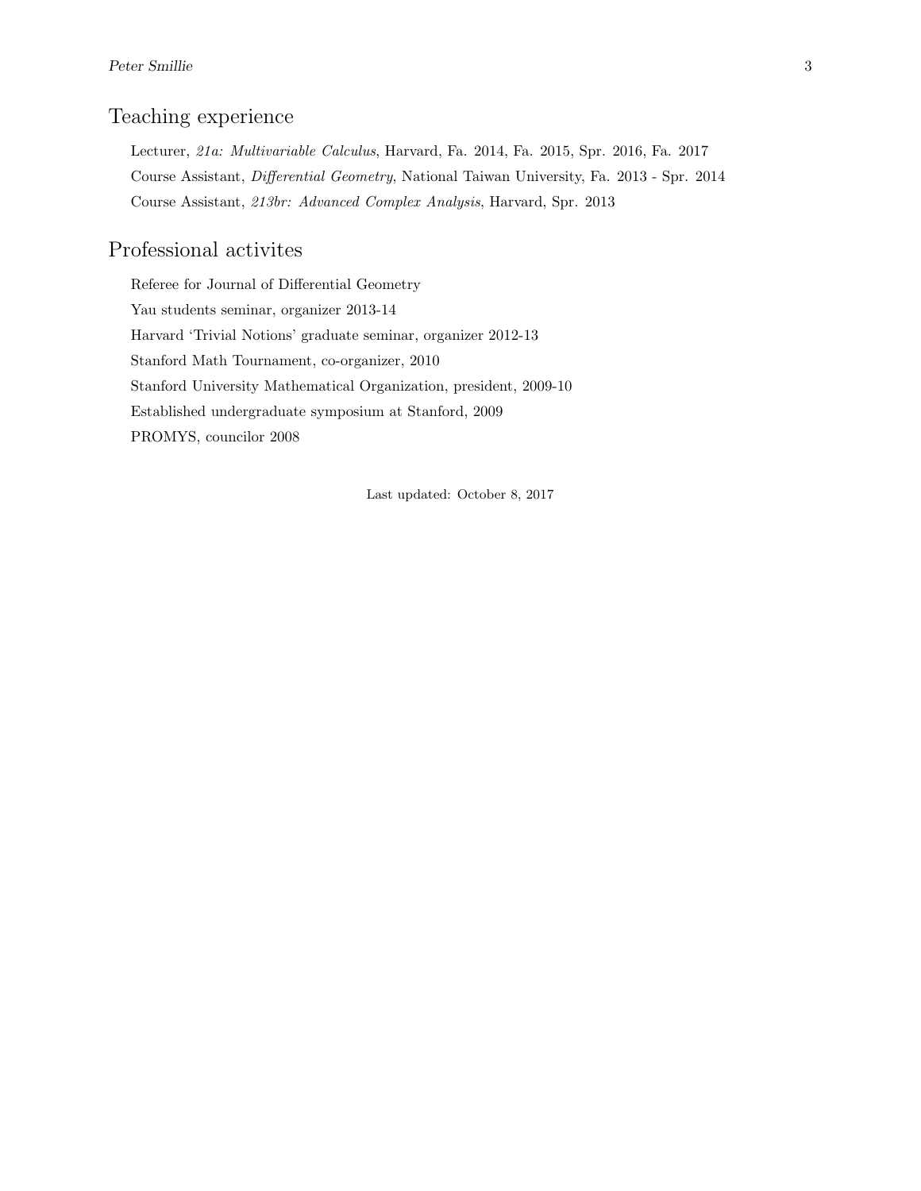## Teaching experience

Lecturer, *21a: Multivariable Calculus*, Harvard, Fa. 2014, Fa. 2015, Spr. 2016, Fa. 2017

Course Assistant, *Differential Geometry*, National Taiwan University, Fa. 2013 - Spr. 2014

Course Assistant, *213br: Advanced Complex Analysis*, Harvard, Spr. 2013

## Professional activites

Referee for Journal of Differential Geometry

Yau students seminar, organizer 2013-14

Harvard 'Trivial Notions' graduate seminar, organizer 2012-13

Stanford Math Tournament, co-organizer, 2010

Stanford University Mathematical Organization, president, 2009-10

Established undergraduate symposium at Stanford, 2009

PROMYS, councilor 2008

Last updated: October 8, 2017